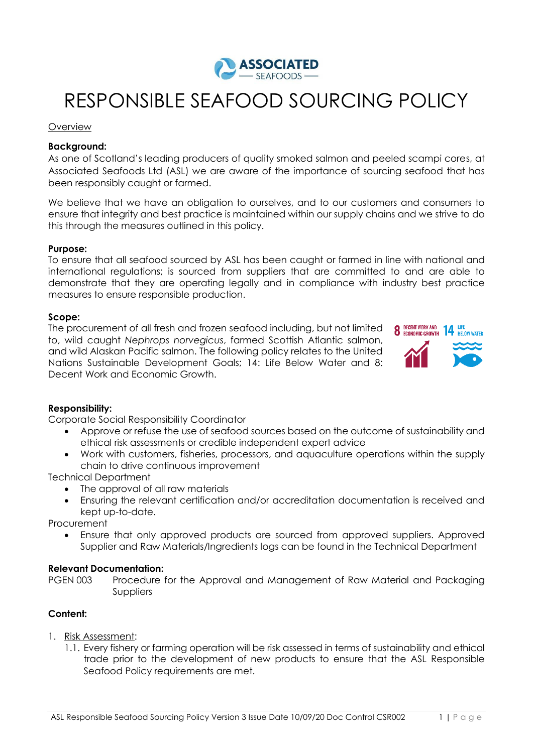# RESPONSIBLE SEAFOOD SOURCING POLICY

Overview

**Background:**
As one of Scotland's leading producers of quality smoked salmon and peeled scampi cores, at Associated Seafoods Ltd (ASL) we are aware of the importance of sourcing seafood that has been responsibly caught or farmed.

We believe that we have an obligation to ourselves, and to our customers and consumers to ensure that integrity and best practice is maintained within our supply chains and we strive to do this through the measures outlined in this policy.

**Purpose:**
To ensure that all seafood sourced by ASL has been caught or farmed in line with national and international regulations; is sourced from suppliers that are committed to and are able to demonstrate that they are operating legally and in compliance with industry best practice measures to ensure responsible production.

**Scope:**
The procurement of all fresh and frozen seafood including, but not limited to, wild caught *Nephrops norvegicus*, farmed Scottish Atlantic salmon, and wild Alaskan Pacific salmon. The following policy relates to the United Nations Sustainable Development Goals; 14: Life Below Water and 8: Decent Work and Economic Growth.

**Responsibility:**
Corporate Social Responsibility Coordinator

- Approve or refuse the use of seafood sources based on the outcome of sustainability and ethical risk assessments or credible independent expert advice
- Work with customers, fisheries, processors, and aquaculture operations within the supply chain to drive continuous improvement

Technical Department

- The approval of all raw materials
- Ensuring the relevant certification and/or accreditation documentation is received and kept up-to-date.

Procurement

- Ensure that only approved products are sourced from approved suppliers. Approved Supplier and Raw Materials/Ingredients logs can be found in the Technical Department

**Relevant Documentation:**
PGEN 003 Procedure for the Approval and Management of Raw Material and Packaging Suppliers

**Content:**

1. Risk Assessment:
   1.1. Every fishery or farming operation will be risk assessed in terms of sustainability and ethical trade prior to the development of new products to ensure that the ASL Responsible Seafood Policy requirements are met.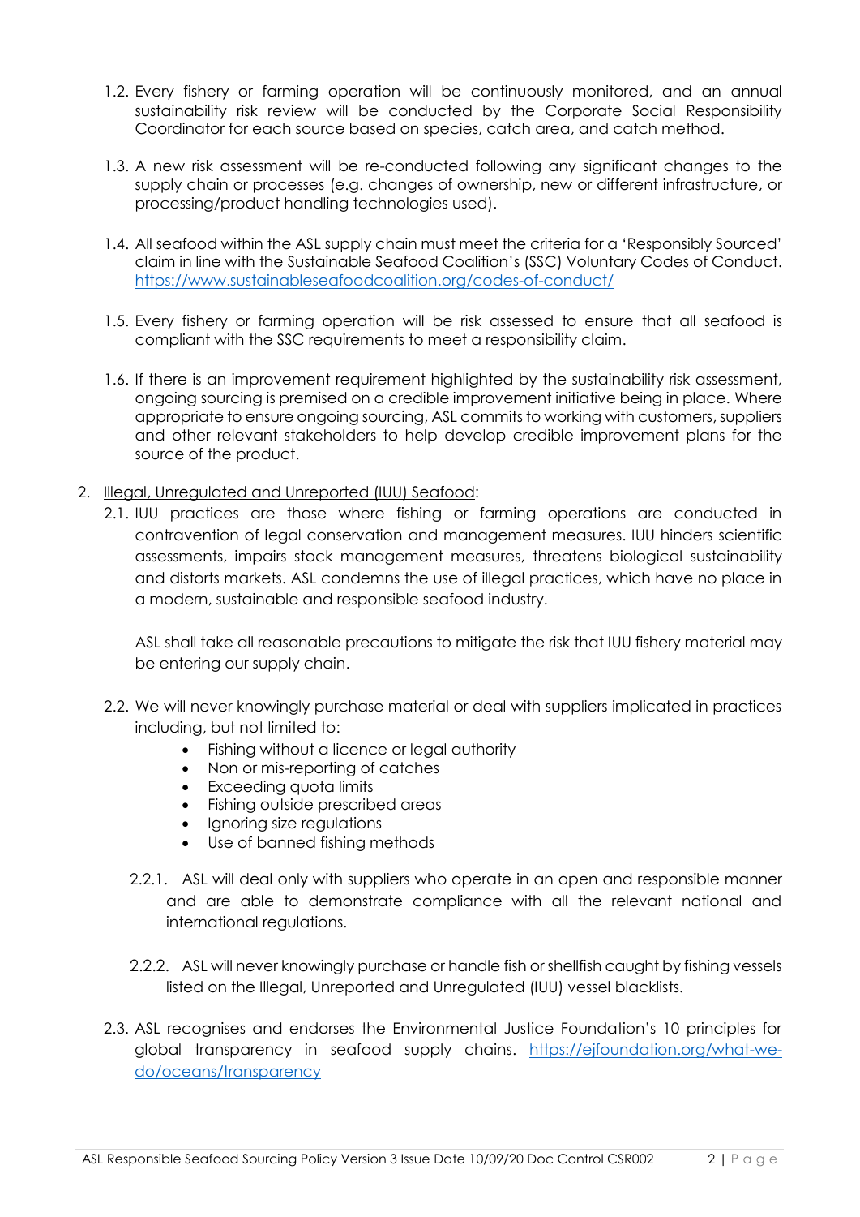1.2. Every fishery or farming operation will be continuously monitored, and an annual sustainability risk review will be conducted by the Corporate Social Responsibility Coordinator for each source based on species, catch area, and catch method.

1.3. A new risk assessment will be re-conducted following any significant changes to the supply chain or processes (e.g. changes of ownership, new or different infrastructure, or processing/product handling technologies used).

1.4. All seafood within the ASL supply chain must meet the criteria for a 'Responsibly Sourced' claim in line with the Sustainable Seafood Coalition's (SSC) Voluntary Codes of Conduct. https://www.sustainableseafoodcoalition.org/codes-of-conduct/

1.5. Every fishery or farming operation will be risk assessed to ensure that all seafood is compliant with the SSC requirements to meet a responsibility claim.

1.6. If there is an improvement requirement highlighted by the sustainability risk assessment, ongoing sourcing is premised on a credible improvement initiative being in place. Where appropriate to ensure ongoing sourcing, ASL commits to working with customers, suppliers and other relevant stakeholders to help develop credible improvement plans for the source of the product.

2. Illegal, Unregulated and Unreported (IUU) Seafood:

2.1. IUU practices are those where fishing or farming operations are conducted in contravention of legal conservation and management measures. IUU hinders scientific assessments, impairs stock management measures, threatens biological sustainability and distorts markets. ASL condemns the use of illegal practices, which have no place in a modern, sustainable and responsible seafood industry.

ASL shall take all reasonable precautions to mitigate the risk that IUU fishery material may be entering our supply chain.

2.2. We will never knowingly purchase material or deal with suppliers implicated in practices including, but not limited to:

- Fishing without a licence or legal authority
- Non or mis-reporting of catches
- Exceeding quota limits
- Fishing outside prescribed areas
- Ignoring size regulations
- Use of banned fishing methods

2.2.1. ASL will deal only with suppliers who operate in an open and responsible manner and are able to demonstrate compliance with all the relevant national and international regulations.

2.2.2. ASL will never knowingly purchase or handle fish or shellfish caught by fishing vessels listed on the Illegal, Unreported and Unregulated (IUU) vessel blacklists.

2.3. ASL recognises and endorses the Environmental Justice Foundation's 10 principles for global transparency in seafood supply chains. https://ejfoundation.org/what-we-do/oceans/transparency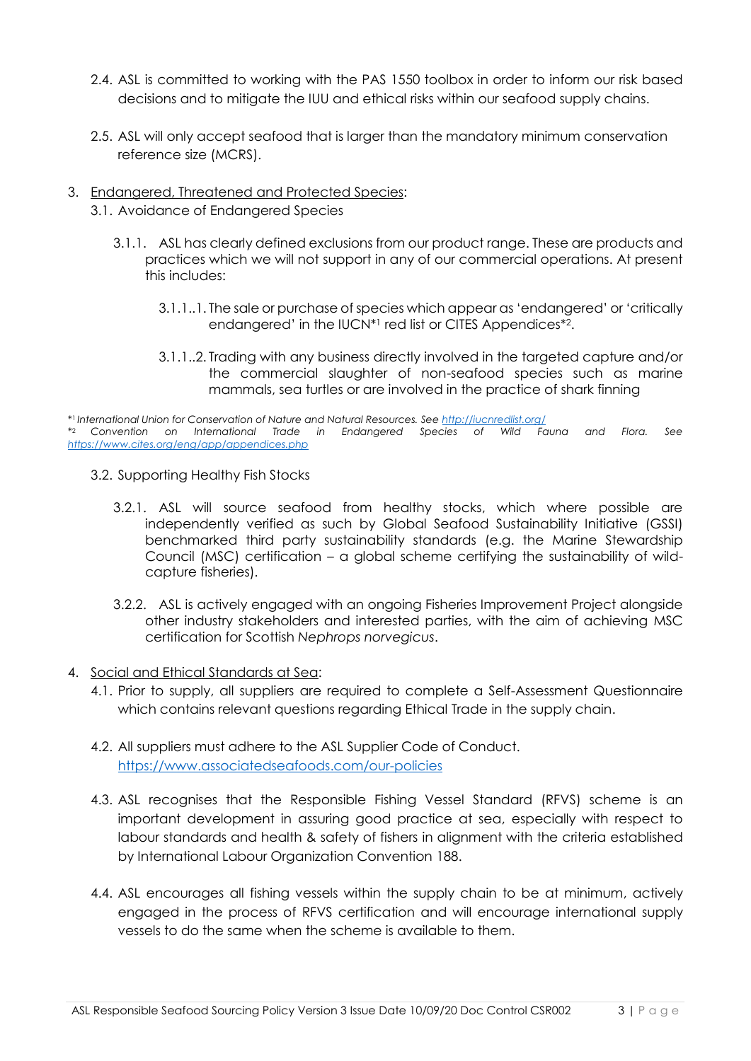2.4. ASL is committed to working with the PAS 1550 toolbox in order to inform our risk based decisions and to mitigate the IUU and ethical risks within our seafood supply chains.

2.5. ASL will only accept seafood that is larger than the mandatory minimum conservation reference size (MCRS).

3. Endangered, Threatened and Protected Species:

3.1. Avoidance of Endangered Species

3.1.1. ASL has clearly defined exclusions from our product range. These are products and practices which we will not support in any of our commercial operations. At present this includes:

3.1.1..1. The sale or purchase of species which appear as 'endangered' or 'critically endangered' in the IUCN*[1] red list or CITES Appendices*[2].

3.1.1..2. Trading with any business directly involved in the targeted capture and/or the commercial slaughter of non-seafood species such as marine mammals, sea turtles or are involved in the practice of shark finning

*[1] *International Union for Conservation of Nature and Natural Resources. See* *[http://iucnredlist.org/](http://iucnredlist.org/)*
*[2] *Convention on International Trade in Endangered Species of Wild Fauna and Flora. See* *[https://www.cites.org/eng/app/appendices.php](https://www.cites.org/eng/app/appendices.php)*

3.2. Supporting Healthy Fish Stocks

3.2.1. ASL will source seafood from healthy stocks, which where possible are independently verified as such by Global Seafood Sustainability Initiative (GSSI) benchmarked third party sustainability standards (e.g. the Marine Stewardship Council (MSC) certification – a global scheme certifying the sustainability of wild-capture fisheries).

3.2.2. ASL is actively engaged with an ongoing Fisheries Improvement Project alongside other industry stakeholders and interested parties, with the aim of achieving MSC certification for Scottish *Nephrops norvegicus*.

4. Social and Ethical Standards at Sea:

4.1. Prior to supply, all suppliers are required to complete a Self-Assessment Questionnaire which contains relevant questions regarding Ethical Trade in the supply chain.

4.2. All suppliers must adhere to the ASL Supplier Code of Conduct. [https://www.associatedseafoods.com/our-policies](https://www.associatedseafoods.com/our-policies)

4.3. ASL recognises that the Responsible Fishing Vessel Standard (RFVS) scheme is an important development in assuring good practice at sea, especially with respect to labour standards and health & safety of fishers in alignment with the criteria established by International Labour Organization Convention 188.

4.4. ASL encourages all fishing vessels within the supply chain to be at minimum, actively engaged in the process of RFVS certification and will encourage international supply vessels to do the same when the scheme is available to them.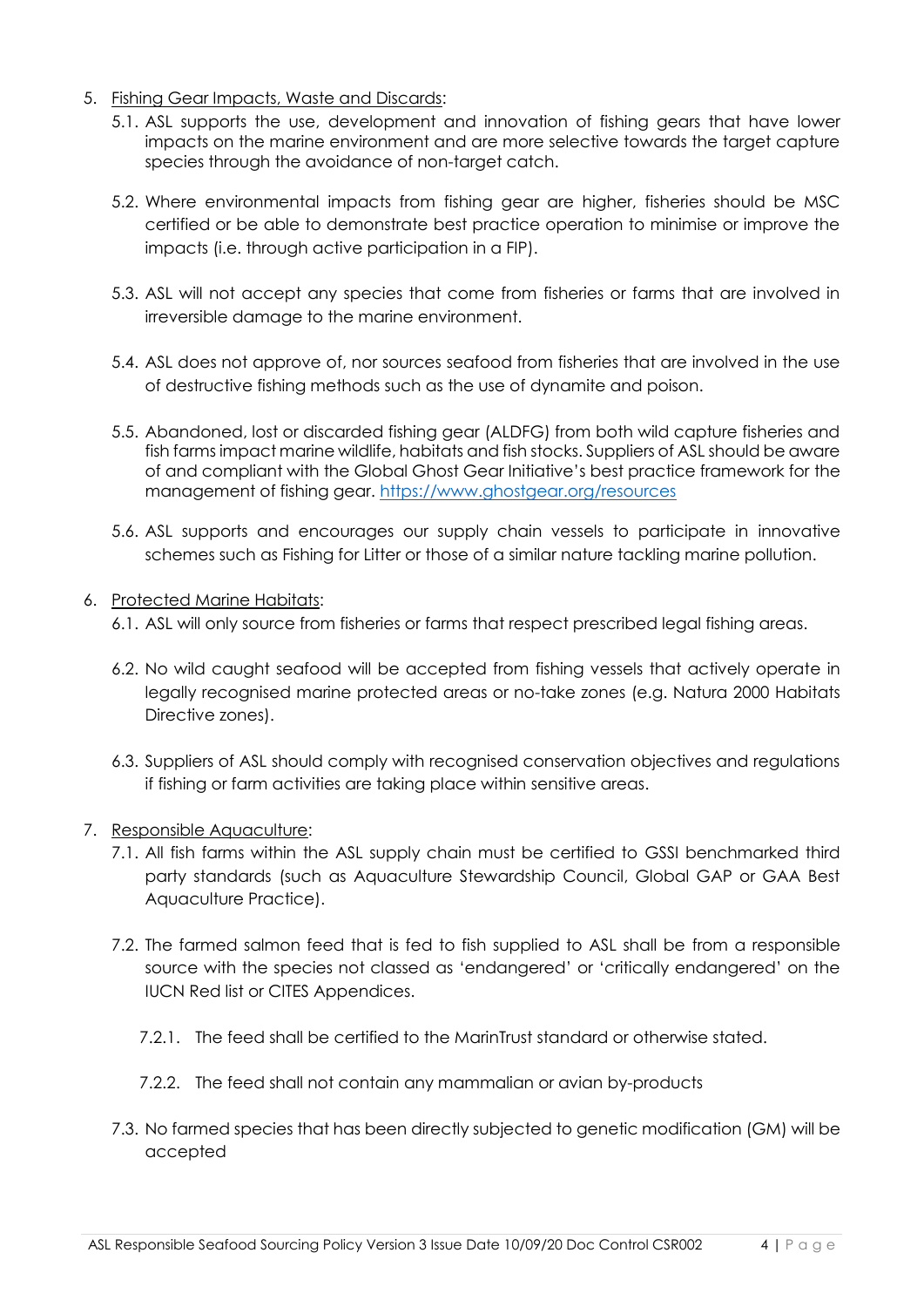5. Fishing Gear Impacts, Waste and Discards:
    5.1. ASL supports the use, development and innovation of fishing gears that have lower impacts on the marine environment and are more selective towards the target capture species through the avoidance of non-target catch.

    5.2. Where environmental impacts from fishing gear are higher, fisheries should be MSC certified or be able to demonstrate best practice operation to minimise or improve the impacts (i.e. through active participation in a FIP).

    5.3. ASL will not accept any species that come from fisheries or farms that are involved in irreversible damage to the marine environment.

    5.4. ASL does not approve of, nor sources seafood from fisheries that are involved in the use of destructive fishing methods such as the use of dynamite and poison.

    5.5. Abandoned, lost or discarded fishing gear (ALDFG) from both wild capture fisheries and fish farms impact marine wildlife, habitats and fish stocks. Suppliers of ASL should be aware of and compliant with the Global Ghost Gear Initiative's best practice framework for the management of fishing gear. https://www.ghostgear.org/resources

    5.6. ASL supports and encourages our supply chain vessels to participate in innovative schemes such as Fishing for Litter or those of a similar nature tackling marine pollution.

6. Protected Marine Habitats:
    6.1. ASL will only source from fisheries or farms that respect prescribed legal fishing areas.

    6.2. No wild caught seafood will be accepted from fishing vessels that actively operate in legally recognised marine protected areas or no-take zones (e.g. Natura 2000 Habitats Directive zones).

    6.3. Suppliers of ASL should comply with recognised conservation objectives and regulations if fishing or farm activities are taking place within sensitive areas.

7. Responsible Aquaculture:
    7.1. All fish farms within the ASL supply chain must be certified to GSSI benchmarked third party standards (such as Aquaculture Stewardship Council, Global GAP or GAA Best Aquaculture Practice).

    7.2. The farmed salmon feed that is fed to fish supplied to ASL shall be from a responsible source with the species not classed as 'endangered' or 'critically endangered' on the IUCN Red list or CITES Appendices.

        7.2.1. The feed shall be certified to the MarinTrust standard or otherwise stated.

        7.2.2. The feed shall not contain any mammalian or avian by-products

    7.3. No farmed species that has been directly subjected to genetic modification (GM) will be accepted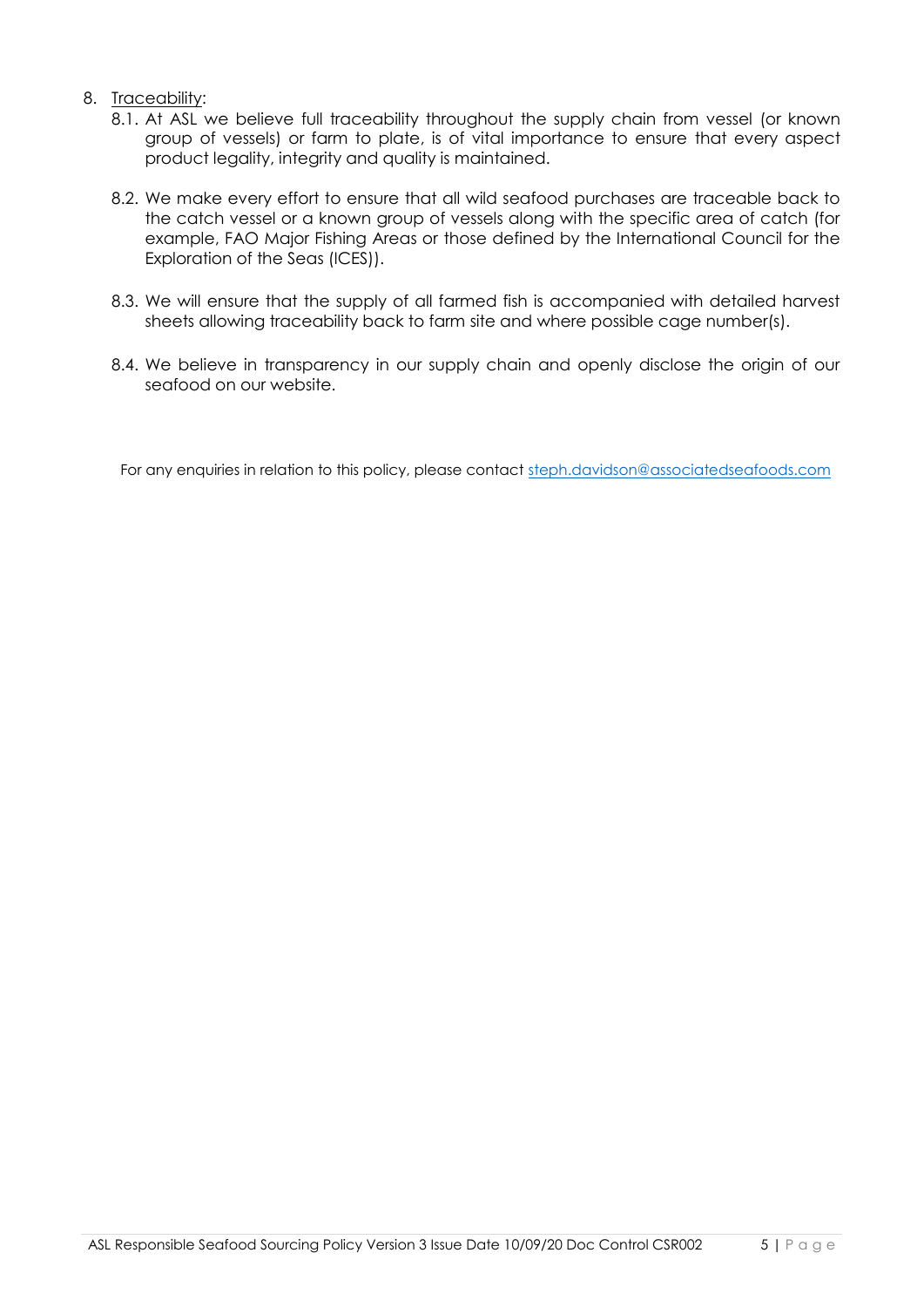8. <u>Traceability</u>:
    8.1. At ASL we believe full traceability throughout the supply chain from vessel (or known group of vessels) or farm to plate, is of vital importance to ensure that every aspect product legality, integrity and quality is maintained.

    8.2. We make every effort to ensure that all wild seafood purchases are traceable back to the catch vessel or a known group of vessels along with the specific area of catch (for example, FAO Major Fishing Areas or those defined by the International Council for the Exploration of the Seas (ICES)).

    8.3. We will ensure that the supply of all farmed fish is accompanied with detailed harvest sheets allowing traceability back to farm site and where possible cage number(s).

    8.4. We believe in transparency in our supply chain and openly disclose the origin of our seafood on our website.

For any enquiries in relation to this policy, please contact steph.davidson@associatedseafoods.com